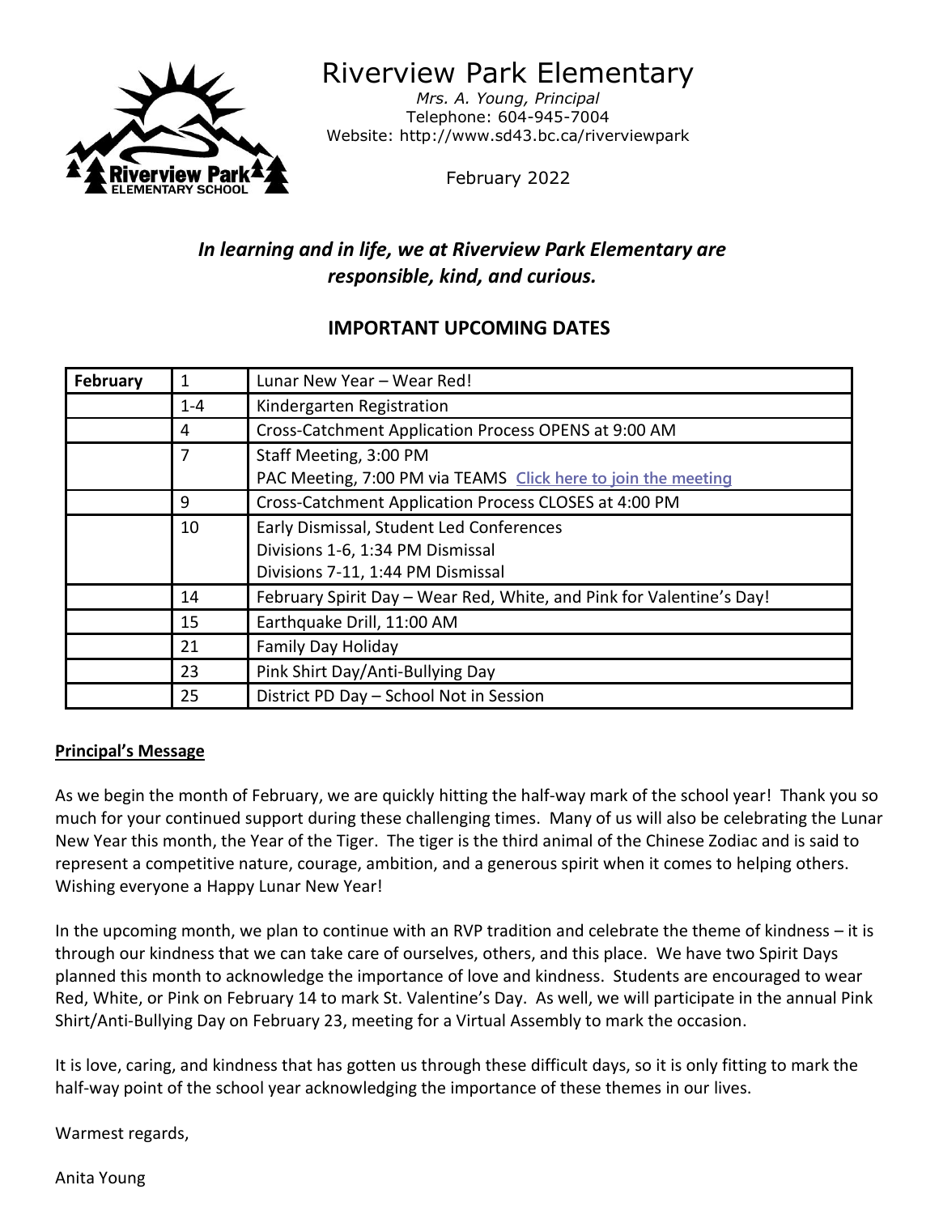# Riverview Park Elementary

*Mrs. A. Young, Principal*
Telephone: 604-945-7004
Website: http://www.sd43.bc.ca/riverviewpark

February 2022

***In learning and in life, we at Riverview Park Elementary are responsible, kind, and curious.***

## IMPORTANT UPCOMING DATES

| February | 1 | Lunar New Year – Wear Red! |
|---|---|---|
| | 1-4 | Kindergarten Registration |
| | 4 | Cross-Catchment Application Process OPENS at 9:00 AM |
| | 7 | Staff Meeting, 3:00 PM<br>PAC Meeting, 7:00 PM via TEAMS [Click here to join the meeting] |
| | 9 | Cross-Catchment Application Process CLOSES at 4:00 PM |
| | 10 | Early Dismissal, Student Led Conferences<br>Divisions 1-6, 1:34 PM Dismissal<br>Divisions 7-11, 1:44 PM Dismissal |
| | 14 | February Spirit Day – Wear Red, White, and Pink for Valentine's Day! |
| | 15 | Earthquake Drill, 11:00 AM |
| | 21 | Family Day Holiday |
| | 23 | Pink Shirt Day/Anti-Bullying Day |
| | 25 | District PD Day – School Not in Session |

**Principal's Message**

As we begin the month of February, we are quickly hitting the half-way mark of the school year! Thank you so much for your continued support during these challenging times. Many of us will also be celebrating the Lunar New Year this month, the Year of the Tiger. The tiger is the third animal of the Chinese Zodiac and is said to represent a competitive nature, courage, ambition, and a generous spirit when it comes to helping others. Wishing everyone a Happy Lunar New Year!

In the upcoming month, we plan to continue with an RVP tradition and celebrate the theme of kindness – it is through our kindness that we can take care of ourselves, others, and this place. We have two Spirit Days planned this month to acknowledge the importance of love and kindness. Students are encouraged to wear Red, White, or Pink on February 14 to mark St. Valentine's Day. As well, we will participate in the annual Pink Shirt/Anti-Bullying Day on February 23, meeting for a Virtual Assembly to mark the occasion.

It is love, caring, and kindness that has gotten us through these difficult days, so it is only fitting to mark the half-way point of the school year acknowledging the importance of these themes in our lives.

Warmest regards,

Anita Young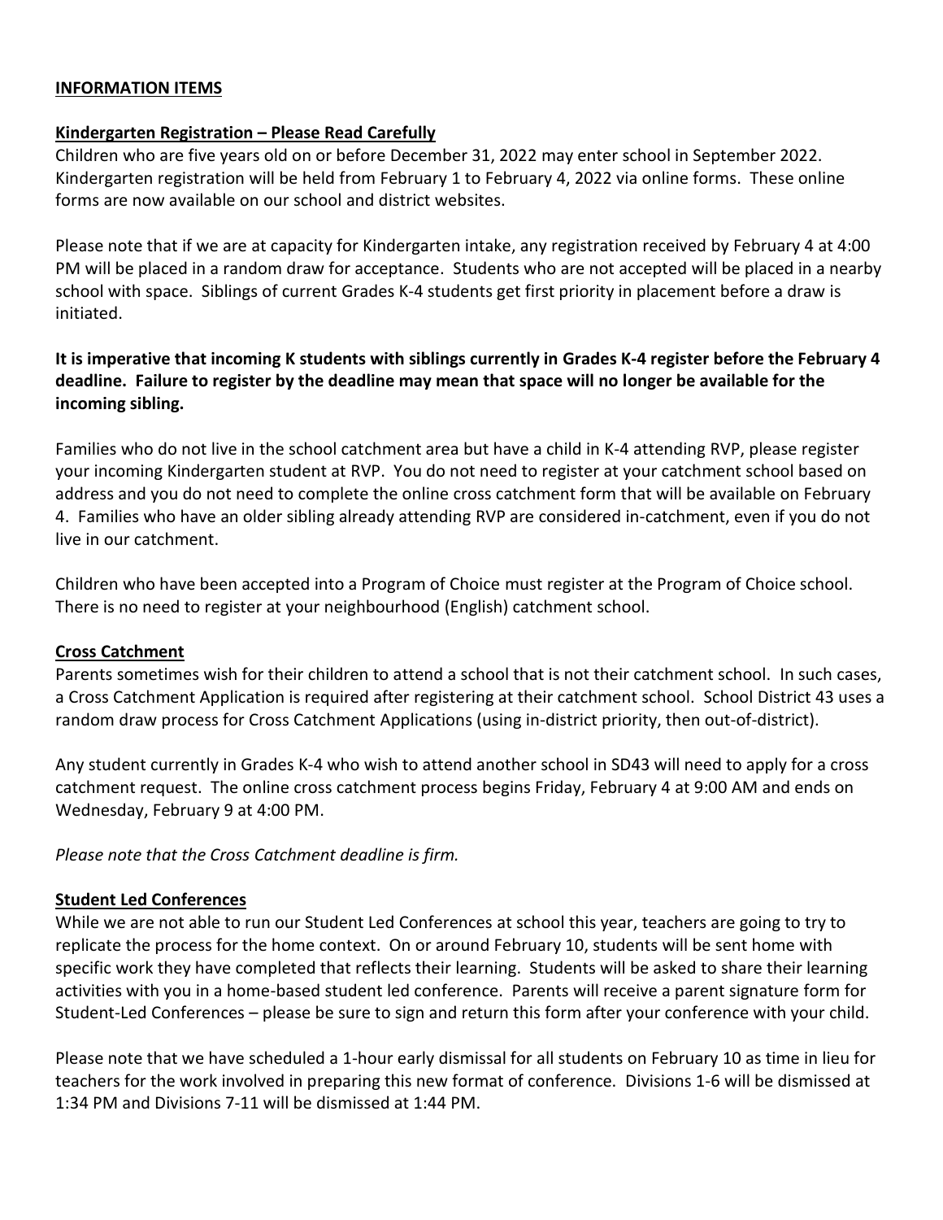**INFORMATION ITEMS**

**Kindergarten Registration – Please Read Carefully**

Children who are five years old on or before December 31, 2022 may enter school in September 2022. Kindergarten registration will be held from February 1 to February 4, 2022 via online forms. These online forms are now available on our school and district websites.

Please note that if we are at capacity for Kindergarten intake, any registration received by February 4 at 4:00 PM will be placed in a random draw for acceptance. Students who are not accepted will be placed in a nearby school with space. Siblings of current Grades K-4 students get first priority in placement before a draw is initiated.

**It is imperative that incoming K students with siblings currently in Grades K-4 register before the February 4 deadline. Failure to register by the deadline may mean that space will no longer be available for the incoming sibling.**

Families who do not live in the school catchment area but have a child in K-4 attending RVP, please register your incoming Kindergarten student at RVP. You do not need to register at your catchment school based on address and you do not need to complete the online cross catchment form that will be available on February 4. Families who have an older sibling already attending RVP are considered in-catchment, even if you do not live in our catchment.

Children who have been accepted into a Program of Choice must register at the Program of Choice school. There is no need to register at your neighbourhood (English) catchment school.

**Cross Catchment**

Parents sometimes wish for their children to attend a school that is not their catchment school. In such cases, a Cross Catchment Application is required after registering at their catchment school. School District 43 uses a random draw process for Cross Catchment Applications (using in-district priority, then out-of-district).

Any student currently in Grades K-4 who wish to attend another school in SD43 will need to apply for a cross catchment request. The online cross catchment process begins Friday, February 4 at 9:00 AM and ends on Wednesday, February 9 at 4:00 PM.

*Please note that the Cross Catchment deadline is firm.*

**Student Led Conferences**

While we are not able to run our Student Led Conferences at school this year, teachers are going to try to replicate the process for the home context. On or around February 10, students will be sent home with specific work they have completed that reflects their learning. Students will be asked to share their learning activities with you in a home-based student led conference. Parents will receive a parent signature form for Student-Led Conferences – please be sure to sign and return this form after your conference with your child.

Please note that we have scheduled a 1-hour early dismissal for all students on February 10 as time in lieu for teachers for the work involved in preparing this new format of conference. Divisions 1-6 will be dismissed at 1:34 PM and Divisions 7-11 will be dismissed at 1:44 PM.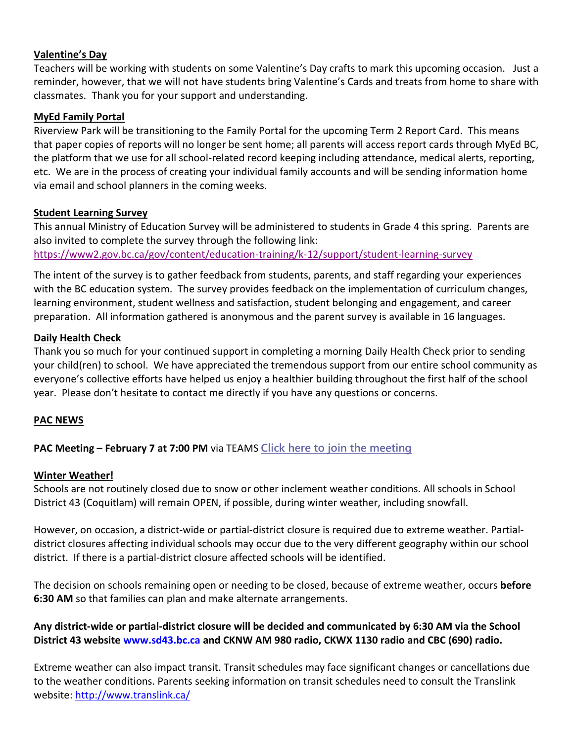**Valentine's Day**

Teachers will be working with students on some Valentine's Day crafts to mark this upcoming occasion. Just a reminder, however, that we will not have students bring Valentine's Cards and treats from home to share with classmates. Thank you for your support and understanding.

**MyEd Family Portal**

Riverview Park will be transitioning to the Family Portal for the upcoming Term 2 Report Card. This means that paper copies of reports will no longer be sent home; all parents will access report cards through MyEd BC, the platform that we use for all school-related record keeping including attendance, medical alerts, reporting, etc. We are in the process of creating your individual family accounts and will be sending information home via email and school planners in the coming weeks.

**Student Learning Survey**

This annual Ministry of Education Survey will be administered to students in Grade 4 this spring. Parents are also invited to complete the survey through the following link:
https://www2.gov.bc.ca/gov/content/education-training/k-12/support/student-learning-survey

The intent of the survey is to gather feedback from students, parents, and staff regarding your experiences with the BC education system. The survey provides feedback on the implementation of curriculum changes, learning environment, student wellness and satisfaction, student belonging and engagement, and career preparation. All information gathered is anonymous and the parent survey is available in 16 languages.

**Daily Health Check**

Thank you so much for your continued support in completing a morning Daily Health Check prior to sending your child(ren) to school. We have appreciated the tremendous support from our entire school community as everyone's collective efforts have helped us enjoy a healthier building throughout the first half of the school year. Please don't hesitate to contact me directly if you have any questions or concerns.

**PAC NEWS**

**PAC Meeting – February 7 at 7:00 PM** via TEAMS Click here to join the meeting

**Winter Weather!**

Schools are not routinely closed due to snow or other inclement weather conditions. All schools in School District 43 (Coquitlam) will remain OPEN, if possible, during winter weather, including snowfall.

However, on occasion, a district-wide or partial-district closure is required due to extreme weather. Partial-district closures affecting individual schools may occur due to the very different geography within our school district. If there is a partial-district closure affected schools will be identified.

The decision on schools remaining open or needing to be closed, because of extreme weather, occurs **before 6:30 AM** so that families can plan and make alternate arrangements.

**Any district-wide or partial-district closure will be decided and communicated by 6:30 AM via the School District 43 website www.sd43.bc.ca and CKNW AM 980 radio, CKWX 1130 radio and CBC (690) radio.**

Extreme weather can also impact transit. Transit schedules may face significant changes or cancellations due to the weather conditions. Parents seeking information on transit schedules need to consult the Translink website: http://www.translink.ca/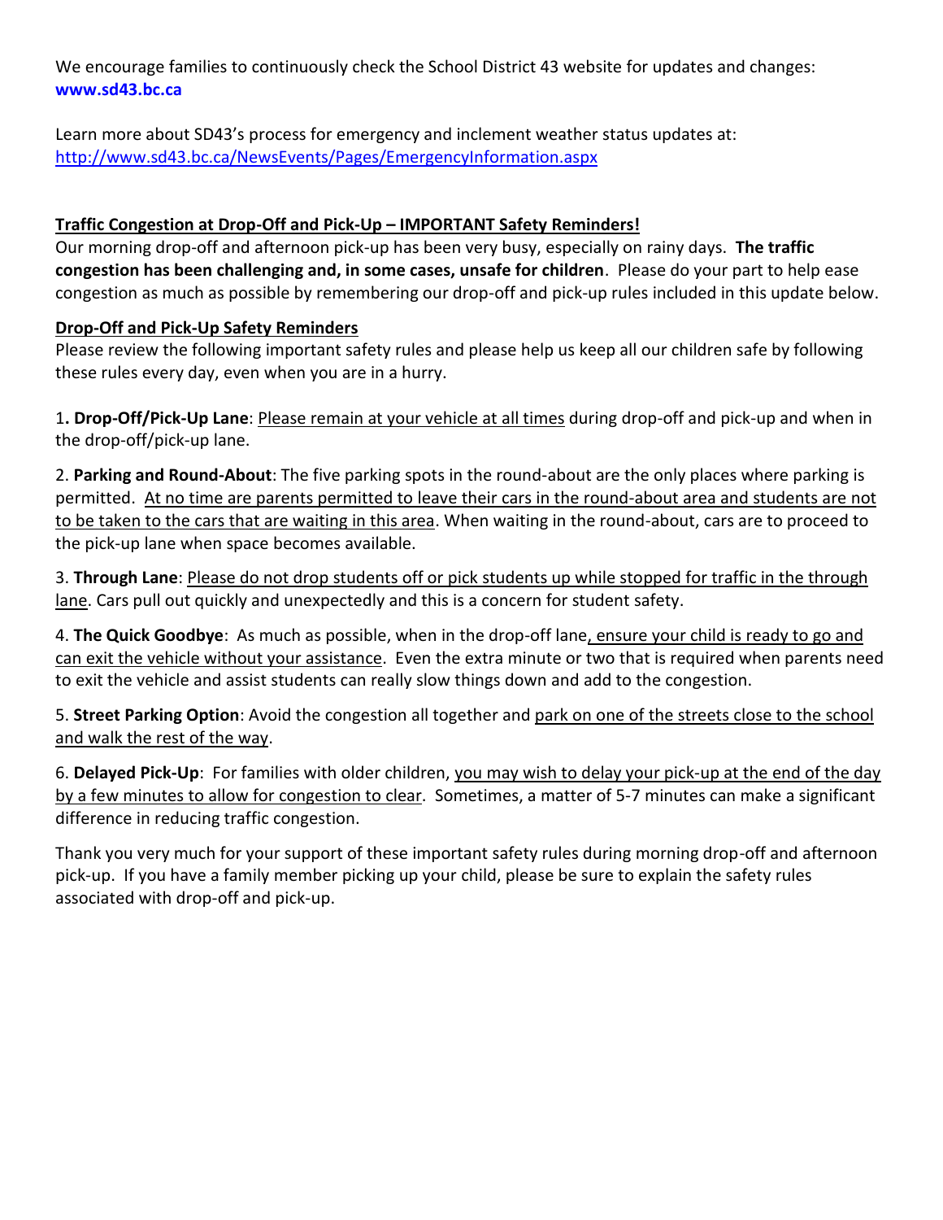We encourage families to continuously check the School District 43 website for updates and changes:
**www.sd43.bc.ca**

Learn more about SD43's process for emergency and inclement weather status updates at:
http://www.sd43.bc.ca/NewsEvents/Pages/EmergencyInformation.aspx

**Traffic Congestion at Drop-Off and Pick-Up – IMPORTANT Safety Reminders!**

Our morning drop-off and afternoon pick-up has been very busy, especially on rainy days. **The traffic congestion has been challenging and, in some cases, unsafe for children**. Please do your part to help ease congestion as much as possible by remembering our drop-off and pick-up rules included in this update below.

**Drop-Off and Pick-Up Safety Reminders**

Please review the following important safety rules and please help us keep all our children safe by following these rules every day, even when you are in a hurry.

1. **Drop-Off/Pick-Up Lane**: Please remain at your vehicle at all times during drop-off and pick-up and when in the drop-off/pick-up lane.

2. **Parking and Round-About**: The five parking spots in the round-about are the only places where parking is permitted. At no time are parents permitted to leave their cars in the round-about area and students are not to be taken to the cars that are waiting in this area. When waiting in the round-about, cars are to proceed to the pick-up lane when space becomes available.

3. **Through Lane**: Please do not drop students off or pick students up while stopped for traffic in the through lane. Cars pull out quickly and unexpectedly and this is a concern for student safety.

4. **The Quick Goodbye**: As much as possible, when in the drop-off lane, ensure your child is ready to go and can exit the vehicle without your assistance. Even the extra minute or two that is required when parents need to exit the vehicle and assist students can really slow things down and add to the congestion.

5. **Street Parking Option**: Avoid the congestion all together and park on one of the streets close to the school and walk the rest of the way.

6. **Delayed Pick-Up**: For families with older children, you may wish to delay your pick-up at the end of the day by a few minutes to allow for congestion to clear. Sometimes, a matter of 5-7 minutes can make a significant difference in reducing traffic congestion.

Thank you very much for your support of these important safety rules during morning drop-off and afternoon pick-up. If you have a family member picking up your child, please be sure to explain the safety rules associated with drop-off and pick-up.